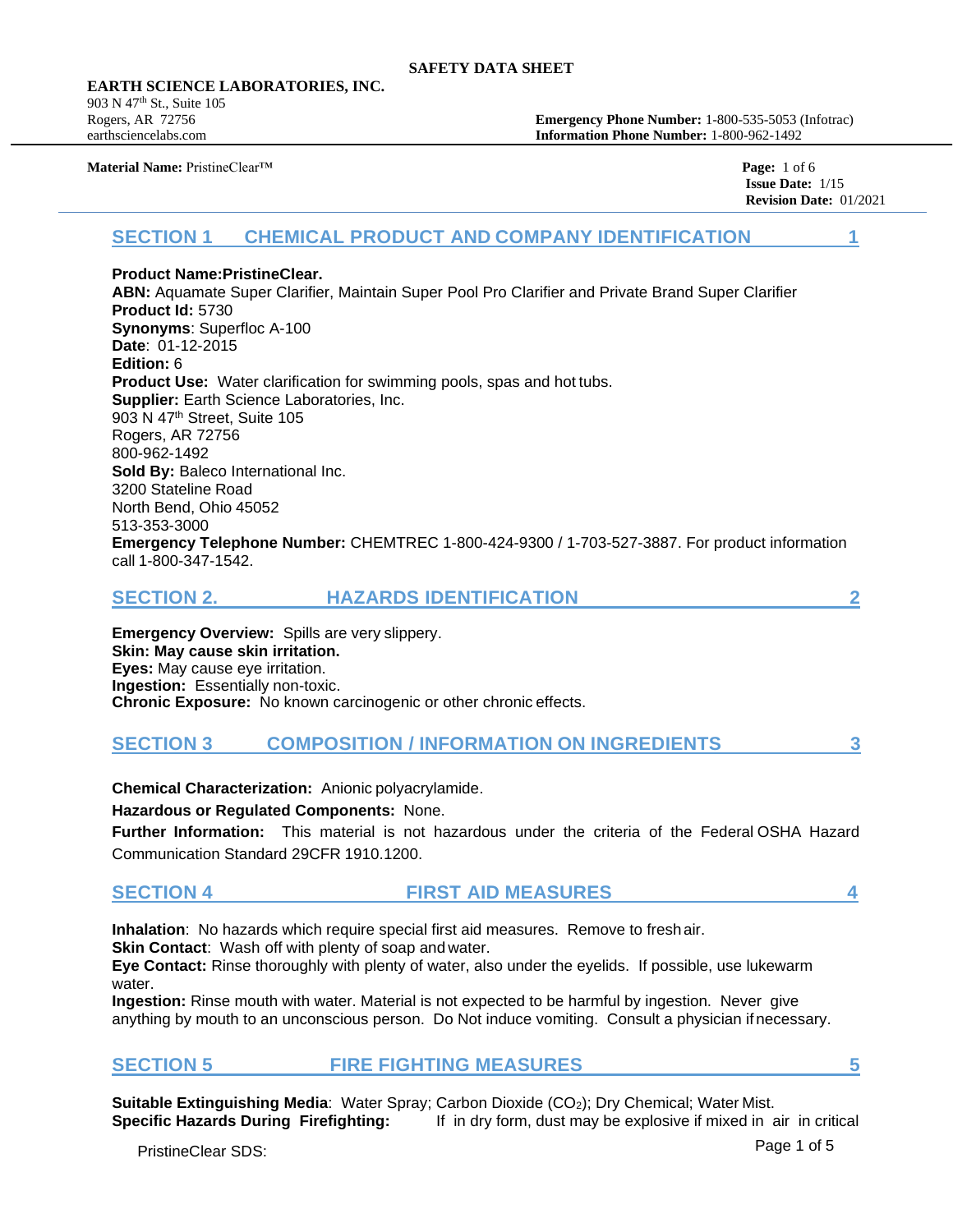**SAFETY DATA SHEET**

**EARTH SCIENCE LABORATORIES, INC.**
903 N 47th St., Suite 105
Rogers, AR 72756
earthsciencelabs.com

**Emergency Phone Number:** 1-800-535-5053 (Infotrac)
**Information Phone Number:** 1-800-962-1492

**Material Name:** PristineClear™

**Issue Date:** 1/15
**Revision Date:** 01/2021

## SECTION 1 CHEMICAL PRODUCT AND COMPANY IDENTIFICATION 1

**Product Name:PristineClear.**
**ABN:** Aquamate Super Clarifier, Maintain Super Pool Pro Clarifier and Private Brand Super Clarifier
**Product Id:** 5730
**Synonyms**: Superfloc A-100
**Date**: 01-12-2015
**Edition:** 6
**Product Use:** Water clarification for swimming pools, spas and hot tubs.
**Supplier:** Earth Science Laboratories, Inc.
903 N 47th Street, Suite 105
Rogers, AR 72756
800-962-1492
**Sold By:** Baleco International Inc.
3200 Stateline Road
North Bend, Ohio 45052
513-353-3000
**Emergency Telephone Number:** CHEMTREC 1-800-424-9300 / 1-703-527-3887. For product information call 1-800-347-1542.

## SECTION 2. HAZARDS IDENTIFICATION 2

**Emergency Overview:** Spills are very slippery.
**Skin: May cause skin irritation.**
**Eyes:** May cause eye irritation.
**Ingestion:** Essentially non-toxic.
**Chronic Exposure:** No known carcinogenic or other chronic effects.

## SECTION 3 COMPOSITION / INFORMATION ON INGREDIENTS 3

**Chemical Characterization:** Anionic polyacrylamide.

**Hazardous or Regulated Components:** None.

**Further Information:** This material is not hazardous under the criteria of the Federal OSHA Hazard Communication Standard 29CFR 1910.1200.

## SECTION 4 FIRST AID MEASURES 4

**Inhalation**: No hazards which require special first aid measures. Remove to fresh air.
**Skin Contact**: Wash off with plenty of soap and water.
**Eye Contact:** Rinse thoroughly with plenty of water, also under the eyelids. If possible, use lukewarm water.
**Ingestion:** Rinse mouth with water. Material is not expected to be harmful by ingestion. Never give anything by mouth to an unconscious person. Do Not induce vomiting. Consult a physician if necessary.

## SECTION 5 FIRE FIGHTING MEASURES 5

**Suitable Extinguishing Media**: Water Spray; Carbon Dioxide ($CO_2$); Dry Chemical; Water Mist.
**Specific Hazards During Firefighting:** If in dry form, dust may be explosive if mixed in air in critical

PristineClear SDS: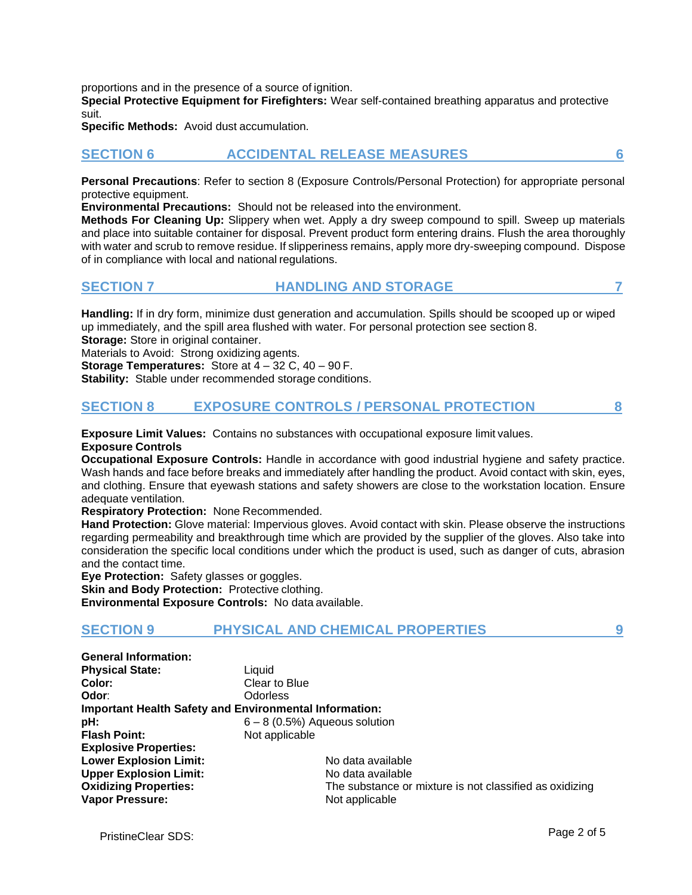proportions and in the presence of a source of ignition.
**Special Protective Equipment for Firefighters:** Wear self-contained breathing apparatus and protective suit.
**Specific Methods:** Avoid dust accumulation.

## SECTION 6 ACCIDENTAL RELEASE MEASURES 6

**Personal Precautions**: Refer to section 8 (Exposure Controls/Personal Protection) for appropriate personal protective equipment.
**Environmental Precautions:** Should not be released into the environment.
**Methods For Cleaning Up:** Slippery when wet. Apply a dry sweep compound to spill. Sweep up materials and place into suitable container for disposal. Prevent product form entering drains. Flush the area thoroughly with water and scrub to remove residue. If slipperiness remains, apply more dry-sweeping compound. Dispose of in compliance with local and national regulations.

## SECTION 7 HANDLING AND STORAGE 7

**Handling:** If in dry form, minimize dust generation and accumulation. Spills should be scooped up or wiped up immediately, and the spill area flushed with water. For personal protection see section 8.
**Storage:** Store in original container.
Materials to Avoid: Strong oxidizing agents.
**Storage Temperatures:** Store at 4 – 32 C, 40 – 90 F.
**Stability:** Stable under recommended storage conditions.

## SECTION 8 EXPOSURE CONTROLS / PERSONAL PROTECTION 8

**Exposure Limit Values:** Contains no substances with occupational exposure limit values.
**Exposure Controls**
**Occupational Exposure Controls:** Handle in accordance with good industrial hygiene and safety practice. Wash hands and face before breaks and immediately after handling the product. Avoid contact with skin, eyes, and clothing. Ensure that eyewash stations and safety showers are close to the workstation location. Ensure adequate ventilation.
**Respiratory Protection:** None Recommended.
**Hand Protection:** Glove material: Impervious gloves. Avoid contact with skin. Please observe the instructions regarding permeability and breakthrough time which are provided by the supplier of the gloves. Also take into consideration the specific local conditions under which the product is used, such as danger of cuts, abrasion and the contact time.
**Eye Protection:** Safety glasses or goggles.
**Skin and Body Protection:** Protective clothing.
**Environmental Exposure Controls:** No data available.

## SECTION 9 PHYSICAL AND CHEMICAL PROPERTIES 9

**General Information:**
**Physical State:** Liquid
**Color:** Clear to Blue
**Odor**: Odorless
**Important Health Safety and Environmental Information:**
**pH:** 6 – 8 (0.5%) Aqueous solution
**Flash Point:** Not applicable
**Explosive Properties:**
**Lower Explosion Limit:** No data available
**Upper Explosion Limit:** No data available
**Oxidizing Properties:** The substance or mixture is not classified as oxidizing
**Vapor Pressure:** Not applicable

PristineClear SDS: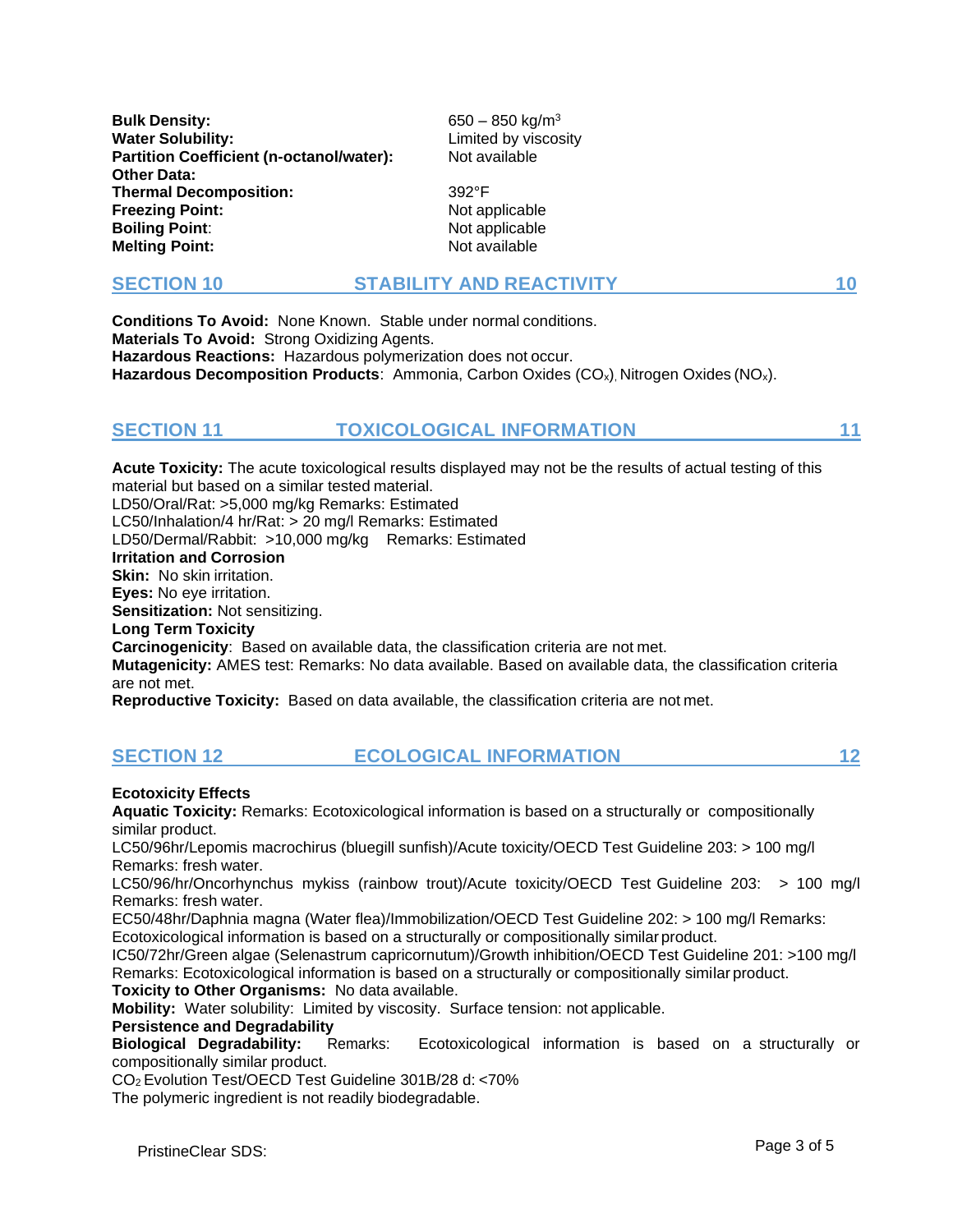| | |
|---|---|
| **Bulk Density:** | 650 – 850 kg/$m^3$ |
| **Water Solubility:** | Limited by viscosity |
| **Partition Coefficient (n-octanol/water):** | Not available |
| **Other Data:** | |
| **Thermal Decomposition:** | 392°F |
| **Freezing Point:** | Not applicable |
| **Boiling Point:** | Not applicable |
| **Melting Point:** | Not available |

## SECTION 10 STABILITY AND REACTIVITY 10

**Conditions To Avoid:** None Known. Stable under normal conditions.
**Materials To Avoid:** Strong Oxidizing Agents.
**Hazardous Reactions:** Hazardous polymerization does not occur.
**Hazardous Decomposition Products**: Ammonia, Carbon Oxides ($CO_x$), Nitrogen Oxides ($NO_x$).

## SECTION 11 TOXICOLOGICAL INFORMATION 11

**Acute Toxicity:** The acute toxicological results displayed may not be the results of actual testing of this material but based on a similar tested material.
LD50/Oral/Rat: >5,000 mg/kg Remarks: Estimated
LC50/Inhalation/4 hr/Rat: > 20 mg/l Remarks: Estimated
LD50/Dermal/Rabbit: >10,000 mg/kg Remarks: Estimated
**Irritation and Corrosion**
**Skin:** No skin irritation.
**Eyes:** No eye irritation.
**Sensitization:** Not sensitizing.
**Long Term Toxicity**
**Carcinogenicity**: Based on available data, the classification criteria are not met.
**Mutagenicity:** AMES test: Remarks: No data available. Based on available data, the classification criteria are not met.
**Reproductive Toxicity:** Based on data available, the classification criteria are not met.

## SECTION 12 ECOLOGICAL INFORMATION 12

**Ecotoxicity Effects**
**Aquatic Toxicity:** Remarks: Ecotoxicological information is based on a structurally or compositionally similar product.
LC50/96hr/Lepomis macrochirus (bluegill sunfish)/Acute toxicity/OECD Test Guideline 203: > 100 mg/l Remarks: fresh water.
LC50/96/hr/Oncorhynchus mykiss (rainbow trout)/Acute toxicity/OECD Test Guideline 203: > 100 mg/l Remarks: fresh water.
EC50/48hr/Daphnia magna (Water flea)/Immobilization/OECD Test Guideline 202: > 100 mg/l Remarks: Ecotoxicological information is based on a structurally or compositionally similar product.
IC50/72hr/Green algae (Selenastrum capricornutum)/Growth inhibition/OECD Test Guideline 201: >100 mg/l Remarks: Ecotoxicological information is based on a structurally or compositionally similar product.
**Toxicity to Other Organisms:** No data available.
**Mobility:** Water solubility: Limited by viscosity. Surface tension: not applicable.
**Persistence and Degradability**
**Biological Degradability:** Remarks: Ecotoxicological information is based on a structurally or compositionally similar product.
$CO_2$ Evolution Test/OECD Test Guideline 301B/28 d: <70%
The polymeric ingredient is not readily biodegradable.

PristineClear SDS: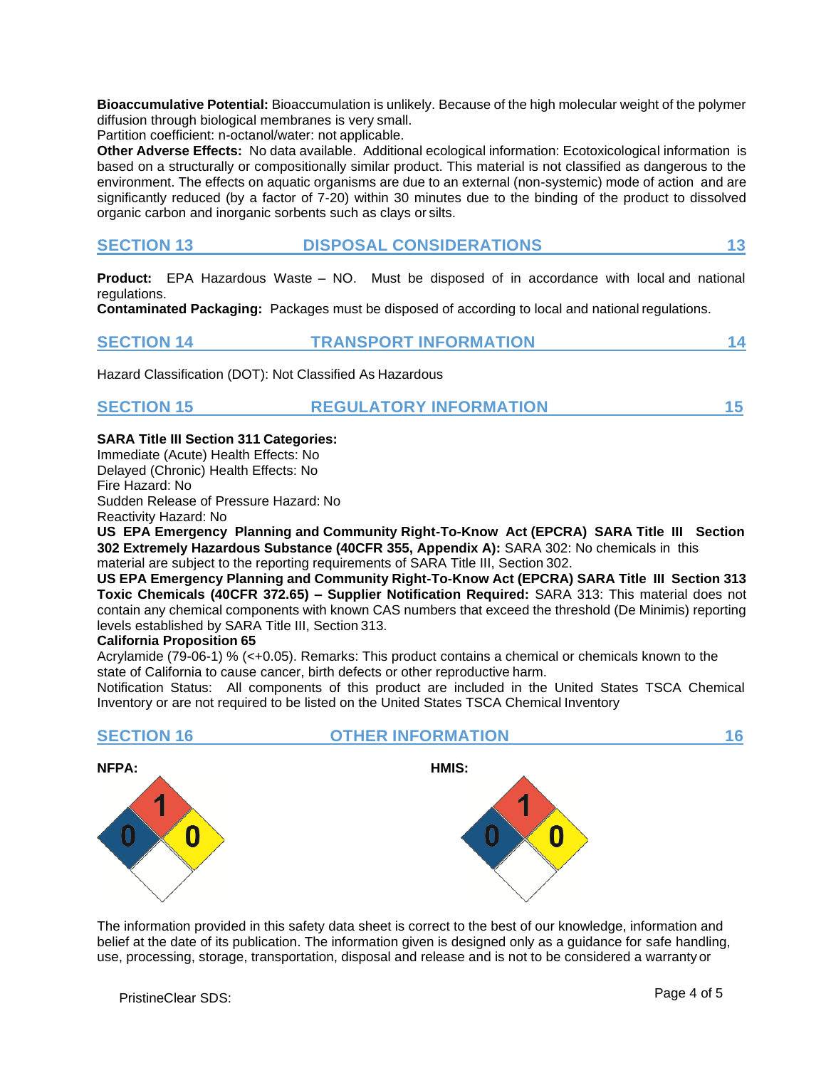**Bioaccumulative Potential:** Bioaccumulation is unlikely. Because of the high molecular weight of the polymer diffusion through biological membranes is very small.
Partition coefficient: n-octanol/water: not applicable.
**Other Adverse Effects:** No data available. Additional ecological information: Ecotoxicological information is based on a structurally or compositionally similar product. This material is not classified as dangerous to the environment. The effects on aquatic organisms are due to an external (non-systemic) mode of action and are significantly reduced (by a factor of 7-20) within 30 minutes due to the binding of the product to dissolved organic carbon and inorganic sorbents such as clays or silts.

## SECTION 13 DISPOSAL CONSIDERATIONS 13

**Product:** EPA Hazardous Waste – NO. Must be disposed of in accordance with local and national regulations.
**Contaminated Packaging:** Packages must be disposed of according to local and national regulations.

## SECTION 14 TRANSPORT INFORMATION 14

Hazard Classification (DOT): Not Classified As Hazardous

## SECTION 15 REGULATORY INFORMATION 15

**SARA Title III Section 311 Categories:**
Immediate (Acute) Health Effects: No
Delayed (Chronic) Health Effects: No
Fire Hazard: No
Sudden Release of Pressure Hazard: No
Reactivity Hazard: No
**US EPA Emergency Planning and Community Right-To-Know Act (EPCRA) SARA Title III Section 302 Extremely Hazardous Substance (40CFR 355, Appendix A):** SARA 302: No chemicals in this material are subject to the reporting requirements of SARA Title III, Section 302.
**US EPA Emergency Planning and Community Right-To-Know Act (EPCRA) SARA Title III Section 313 Toxic Chemicals (40CFR 372.65) – Supplier Notification Required:** SARA 313: This material does not contain any chemical components with known CAS numbers that exceed the threshold (De Minimis) reporting levels established by SARA Title III, Section 313.
**California Proposition 65**
Acrylamide (79-06-1) % (<+0.05). Remarks: This product contains a chemical or chemicals known to the state of California to cause cancer, birth defects or other reproductive harm.
Notification Status: All components of this product are included in the United States TSCA Chemical Inventory or are not required to be listed on the United States TSCA Chemical Inventory

## SECTION 16 OTHER INFORMATION 16

**NFPA:** Health: 0, Flammability: 1, Instability: 0

**HMIS:** Health: 0, Flammability: 1, Physical Hazard: 0

The information provided in this safety data sheet is correct to the best of our knowledge, information and belief at the date of its publication. The information given is designed only as a guidance for safe handling, use, processing, storage, transportation, disposal and release and is not to be considered a warranty or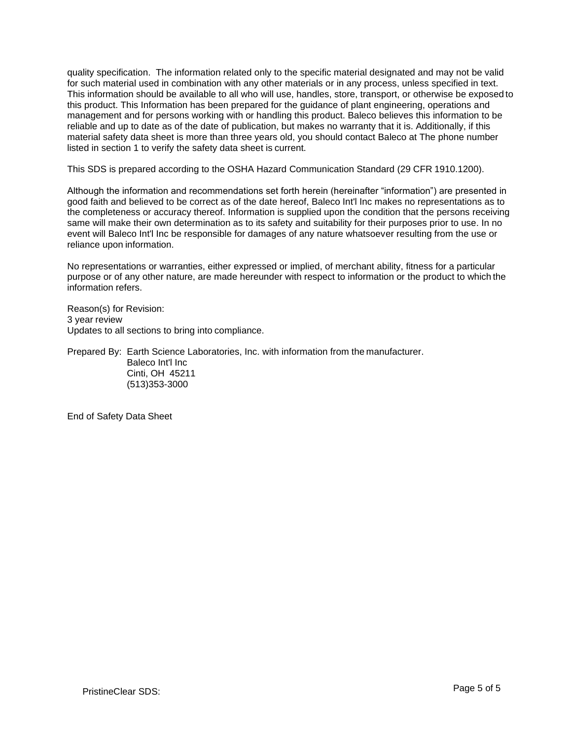quality specification. The information related only to the specific material designated and may not be valid for such material used in combination with any other materials or in any process, unless specified in text. This information should be available to all who will use, handles, store, transport, or otherwise be exposed to this product. This Information has been prepared for the guidance of plant engineering, operations and management and for persons working with or handling this product. Baleco believes this information to be reliable and up to date as of the date of publication, but makes no warranty that it is. Additionally, if this material safety data sheet is more than three years old, you should contact Baleco at The phone number listed in section 1 to verify the safety data sheet is current.

This SDS is prepared according to the OSHA Hazard Communication Standard (29 CFR 1910.1200).

Although the information and recommendations set forth herein (hereinafter "information") are presented in good faith and believed to be correct as of the date hereof, Baleco Int'l Inc makes no representations as to the completeness or accuracy thereof. Information is supplied upon the condition that the persons receiving same will make their own determination as to its safety and suitability for their purposes prior to use. In no event will Baleco Int'l Inc be responsible for damages of any nature whatsoever resulting from the use or reliance upon information.

No representations or warranties, either expressed or implied, of merchant ability, fitness for a particular purpose or of any other nature, are made hereunder with respect to information or the product to which the information refers.

Reason(s) for Revision:
3 year review
Updates to all sections to bring into compliance.

Prepared By: Earth Science Laboratories, Inc. with information from the manufacturer.
Baleco Int'l Inc
Cinti, OH 45211
(513)353-3000

End of Safety Data Sheet